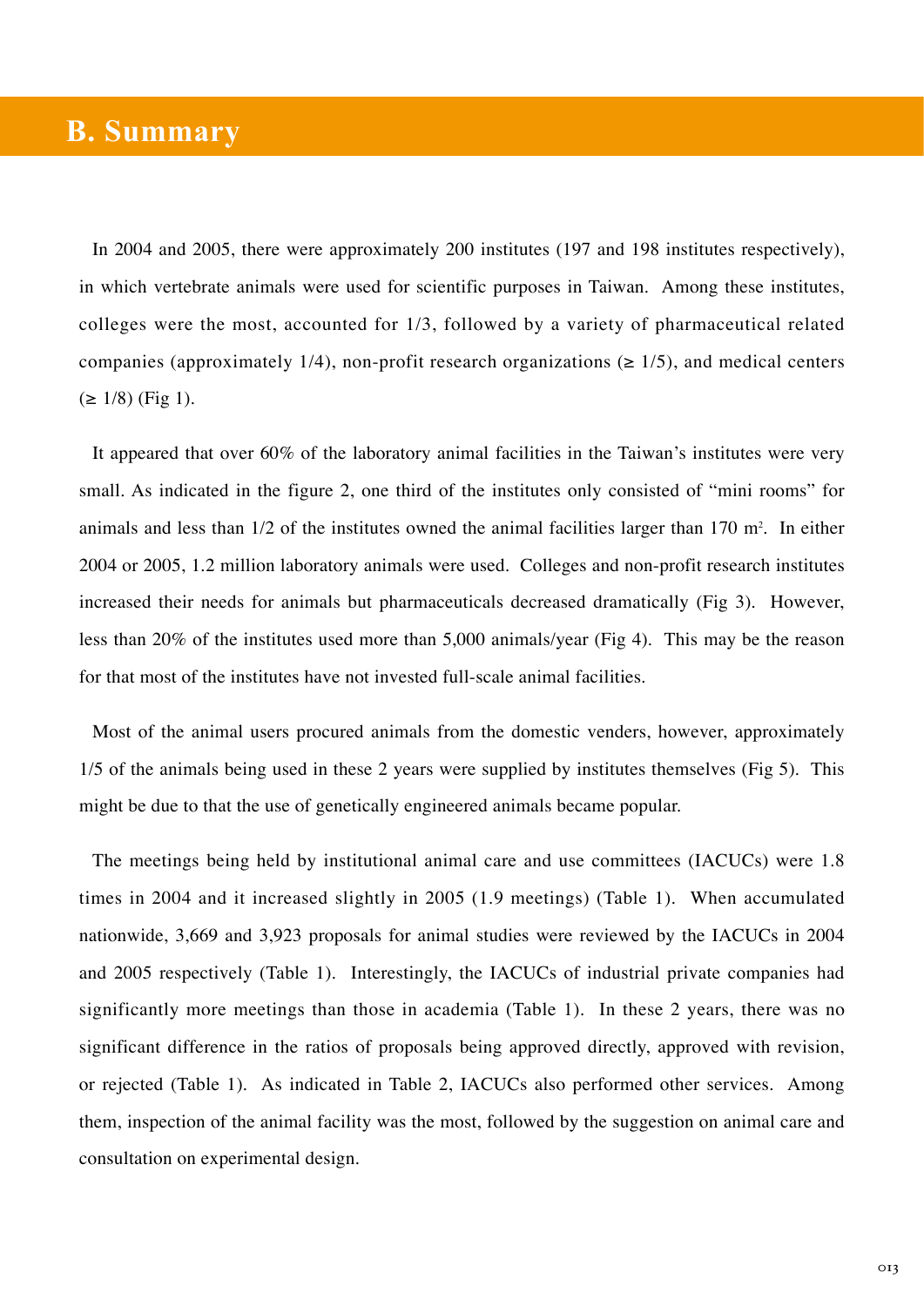# B. Summary

In 2004 and 2005, there were approximately 200 institutes (197 and 198 institutes respectively), in which vertebrate animals were used for scientific purposes in Taiwan. Among these institutes, colleges were the most, accounted for 1/3, followed by a variety of pharmaceutical related companies (approximately 1/4), non-profit research organizations (≥ 1/5), and medical centers (≥ 1/8) (Fig 1).

It appeared that over 60% of the laboratory animal facilities in the Taiwan's institutes were very small. As indicated in the figure 2, one third of the institutes only consisted of "mini rooms" for animals and less than 1/2 of the institutes owned the animal facilities larger than 170 $m^2$. In either 2004 or 2005, 1.2 million laboratory animals were used. Colleges and non-profit research institutes increased their needs for animals but pharmaceuticals decreased dramatically (Fig 3). However, less than 20% of the institutes used more than 5,000 animals/year (Fig 4). This may be the reason for that most of the institutes have not invested full-scale animal facilities.

Most of the animal users procured animals from the domestic venders, however, approximately 1/5 of the animals being used in these 2 years were supplied by institutes themselves (Fig 5). This might be due to that the use of genetically engineered animals became popular.

The meetings being held by institutional animal care and use committees (IACUCs) were 1.8 times in 2004 and it increased slightly in 2005 (1.9 meetings) (Table 1). When accumulated nationwide, 3,669 and 3,923 proposals for animal studies were reviewed by the IACUCs in 2004 and 2005 respectively (Table 1). Interestingly, the IACUCs of industrial private companies had significantly more meetings than those in academia (Table 1). In these 2 years, there was no significant difference in the ratios of proposals being approved directly, approved with revision, or rejected (Table 1). As indicated in Table 2, IACUCs also performed other services. Among them, inspection of the animal facility was the most, followed by the suggestion on animal care and consultation on experimental design.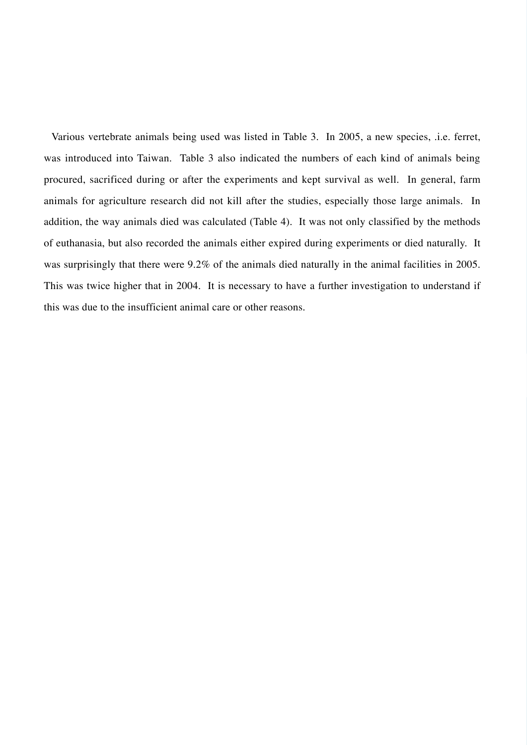Various vertebrate animals being used was listed in Table 3. In 2005, a new species, .i.e. ferret, was introduced into Taiwan. Table 3 also indicated the numbers of each kind of animals being procured, sacrificed during or after the experiments and kept survival as well. In general, farm animals for agriculture research did not kill after the studies, especially those large animals. In addition, the way animals died was calculated (Table 4). It was not only classified by the methods of euthanasia, but also recorded the animals either expired during experiments or died naturally. It was surprisingly that there were 9.2% of the animals died naturally in the animal facilities in 2005. This was twice higher that in 2004. It is necessary to have a further investigation to understand if this was due to the insufficient animal care or other reasons.